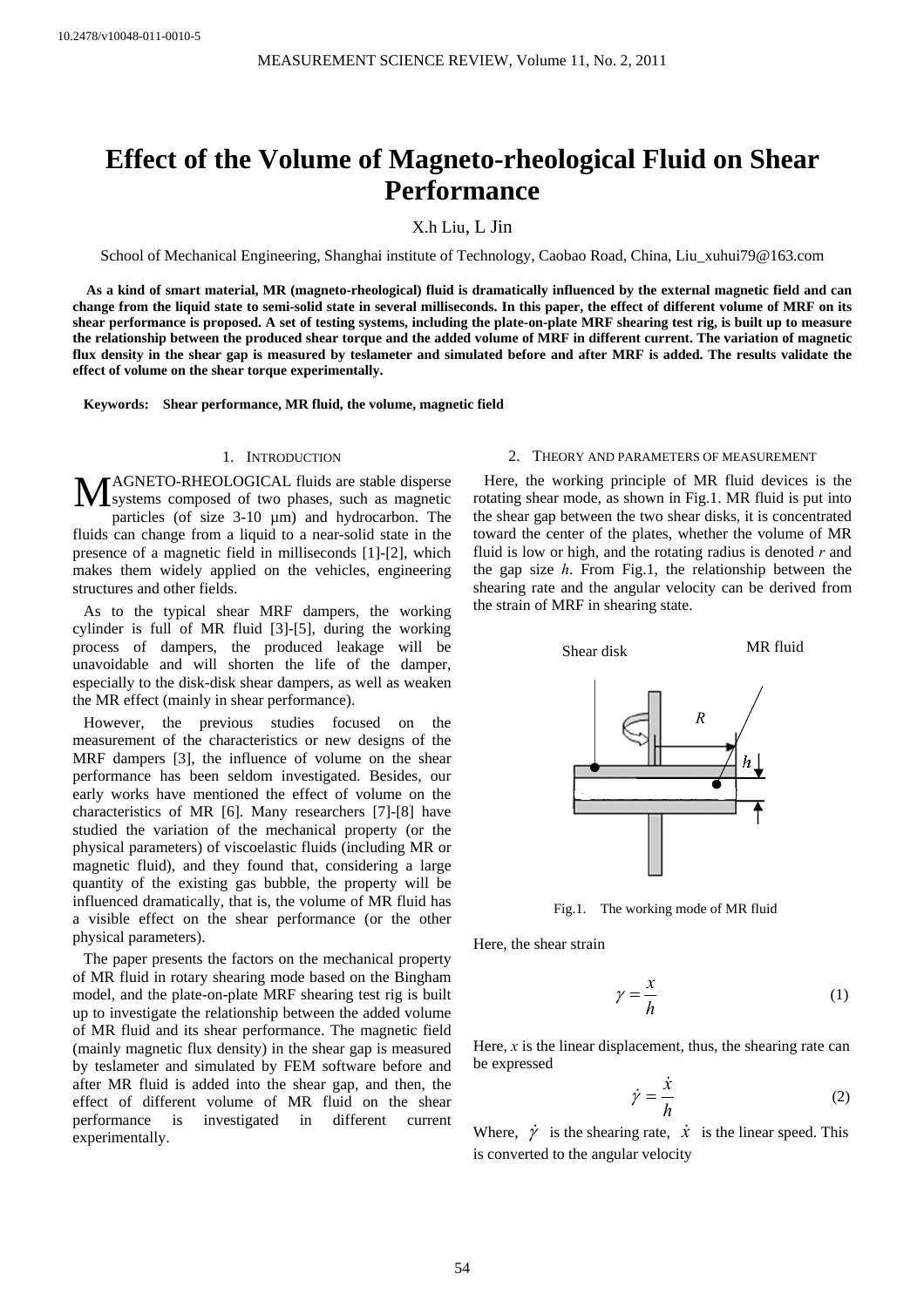10.2478/v10048-011-0010-5

# Effect of the Volume of Magneto-rheological Fluid on Shear Performance

X.h Liu, L Jin

School of Mechanical Engineering, Shanghai institute of Technology, Caobao Road, China, Liu_xuhui79@163.com

**As a kind of smart material, MR (magneto-rheological) fluid is dramatically influenced by the external magnetic field and can change from the liquid state to semi-solid state in several milliseconds. In this paper, the effect of different volume of MRF on its shear performance is proposed. A set of testing systems, including the plate-on-plate MRF shearing test rig, is built up to measure the relationship between the produced shear torque and the added volume of MRF in different current. The variation of magnetic flux density in the shear gap is measured by teslameter and simulated before and after MRF is added. The results validate the effect of volume on the shear torque experimentally.**

**Keywords: Shear performance, MR fluid, the volume, magnetic field**

## 1. Introduction

MAGNETO-RHEOLOGICAL fluids are stable disperse systems composed of two phases, such as magnetic particles (of size 3-10 μm) and hydrocarbon. The fluids can change from a liquid to a near-solid state in the presence of a magnetic field in milliseconds [1]-[2], which makes them widely applied on the vehicles, engineering structures and other fields.

As to the typical shear MRF dampers, the working cylinder is full of MR fluid [3]-[5], during the working process of dampers, the produced leakage will be unavoidable and will shorten the life of the damper, especially to the disk-disk shear dampers, as well as weaken the MR effect (mainly in shear performance).

However, the previous studies focused on the measurement of the characteristics or new designs of the MRF dampers [3], the influence of volume on the shear performance has been seldom investigated. Besides, our early works have mentioned the effect of volume on the characteristics of MR [6]. Many researchers [7]-[8] have studied the variation of the mechanical property (or the physical parameters) of viscoelastic fluids (including MR or magnetic fluid), and they found that, considering a large quantity of the existing gas bubble, the property will be influenced dramatically, that is, the volume of MR fluid has a visible effect on the shear performance (or the other physical parameters).

The paper presents the factors on the mechanical property of MR fluid in rotary shearing mode based on the Bingham model, and the plate-on-plate MRF shearing test rig is built up to investigate the relationship between the added volume of MR fluid and its shear performance. The magnetic field (mainly magnetic flux density) in the shear gap is measured by teslameter and simulated by FEM software before and after MR fluid is added into the shear gap, and then, the effect of different volume of MR fluid on the shear performance is investigated in different current experimentally.

## 2. Theory and parameters of measurement

Here, the working principle of MR fluid devices is the rotating shear mode, as shown in Fig.1. MR fluid is put into the shear gap between the two shear disks, it is concentrated toward the center of the plates, whether the volume of MR fluid is low or high, and the rotating radius is denoted *r* and the gap size *h*. From Fig.1, the relationship between the shearing rate and the angular velocity can be derived from the strain of MRF in shearing state.

Fig.1. The working mode of MR fluid

Here, the shear strain

$$\gamma = \frac{x}{h} \tag{1}$$

Here, *x* is the linear displacement, thus, the shearing rate can be expressed

$$\dot{\gamma} = \frac{\dot{x}}{h} \tag{2}$$

Where, $\dot{\gamma}$ is the shearing rate, $\dot{x}$ is the linear speed. This is converted to the angular velocity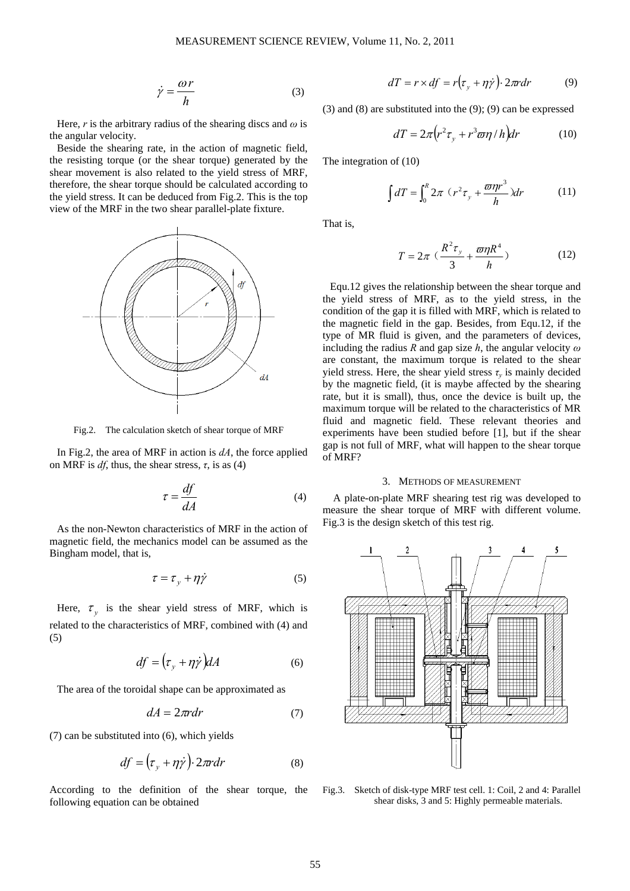$$\dot{\gamma} = \frac{\omega r}{h} \tag{3}$$

Here, $r$ is the arbitrary radius of the shearing discs and $\omega$ is the angular velocity.

Beside the shearing rate, in the action of magnetic field, the resisting torque (or the shear torque) generated by the shear movement is also related to the yield stress of MRF, therefore, the shear torque should be calculated according to the yield stress. It can be deduced from Fig.2. This is the top view of the MRF in the two shear parallel-plate fixture.

Fig.2. The calculation sketch of shear torque of MRF

In Fig.2, the area of MRF in action is $dA$, the force applied on MRF is $df$, thus, the shear stress, $\tau$, is as (4)

$$\tau = \frac{df}{dA} \tag{4}$$

As the non-Newton characteristics of MRF in the action of magnetic field, the mechanics model can be assumed as the Bingham model, that is,

$$\tau = \tau_y + \eta \dot{\gamma} \tag{5}$$

Here, $\tau_y$ is the shear yield stress of MRF, which is related to the characteristics of MRF, combined with (4) and (5)

$$df = \left(\tau_y + \eta \dot{\gamma}\right) dA \tag{6}$$

The area of the toroidal shape can be approximated as

$$dA = 2\pi r dr \tag{7}$$

(7) can be substituted into (6), which yields

$$df = \left(\tau_y + \eta \dot{\gamma}\right) \cdot 2\pi r dr \tag{8}$$

According to the definition of the shear torque, the following equation can be obtained

$$dT = r \times df = r\left(\tau_y + \eta \dot{\gamma}\right) \cdot 2\pi r dr \tag{9}$$

(3) and (8) are substituted into the (9); (9) can be expressed

$$dT = 2\pi \left(r^2 \tau_y + r^3 \varpi \eta / h\right) dr \tag{10}$$

The integration of (10)

$$\int dT = \int_0^R 2\pi \left(r^2 \tau_y + \frac{\varpi \eta r^3}{h}\right) dr \tag{11}$$

That is,

$$T = 2\pi \left(\frac{R^2 \tau_y}{3} + \frac{\varpi \eta R^4}{h}\right) \tag{12}$$

Equ.12 gives the relationship between the shear torque and the yield stress of MRF, as to the yield stress, in the condition of the gap it is filled with MRF, which is related to the magnetic field in the gap. Besides, from Equ.12, if the type of MR fluid is given, and the parameters of devices, including the radius $R$ and gap size $h$, the angular velocity $\omega$ are constant, the maximum torque is related to the shear yield stress. Here, the shear yield stress $\tau_y$ is mainly decided by the magnetic field, (it is maybe affected by the shearing rate, but it is small), thus, once the device is built up, the maximum torque will be related to the characteristics of MR fluid and magnetic field. These relevant theories and experiments have been studied before [1], but if the shear gap is not full of MRF, what will happen to the shear torque of MRF?

## 3. Methods of measurement

A plate-on-plate MRF shearing test rig was developed to measure the shear torque of MRF with different volume. Fig.3 is the design sketch of this test rig.

Fig.3. Sketch of disk-type MRF test cell. 1: Coil, 2 and 4: Parallel shear disks, 3 and 5: Highly permeable materials.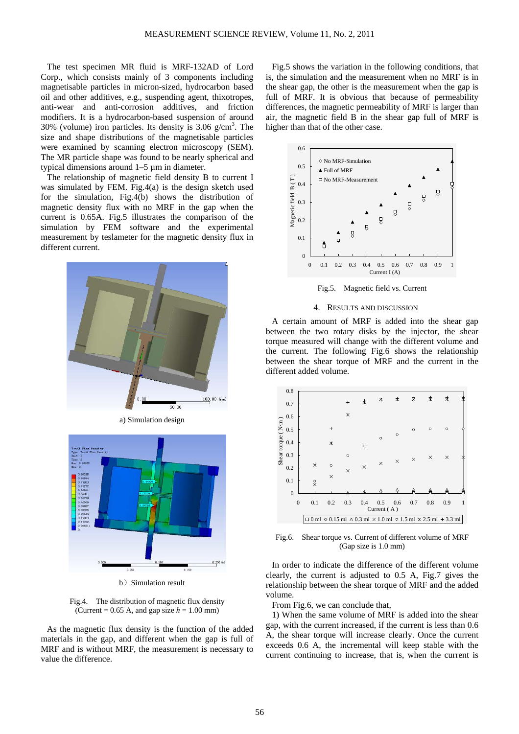The test specimen MR fluid is MRF-132AD of Lord Corp., which consists mainly of 3 components including magnetisable particles in micron-sized, hydrocarbon based oil and other additives, e.g., suspending agent, thixotropes, anti-wear and anti-corrosion additives, and friction modifiers. It is a hydrocarbon-based suspension of around 30% (volume) iron particles. Its density is 3.06 g/cm$^3$. The size and shape distributions of the magnetisable particles were examined by scanning electron microscopy (SEM). The MR particle shape was found to be nearly spherical and typical dimensions around 1–5 µm in diameter.

The relationship of magnetic field density B to current I was simulated by FEM. Fig.4(a) is the design sketch used for the simulation, Fig.4(b) shows the distribution of magnetic density flux with no MRF in the gap when the current is 0.65A. Fig.5 illustrates the comparison of the simulation by FEM software and the experimental measurement by teslameter for the magnetic density flux in different current.

a) Simulation design

b) Simulation result

Fig.4. The distribution of magnetic flux density (Current = 0.65 A, and gap size $h$ = 1.00 mm)

As the magnetic flux density is the function of the added materials in the gap, and different when the gap is full of MRF and is without MRF, the measurement is necessary to value the difference.

Fig.5 shows the variation in the following conditions, that is, the simulation and the measurement when no MRF is in the shear gap, the other is the measurement when the gap is full of MRF. It is obvious that because of permeability differences, the magnetic permeability of MRF is larger than air, the magnetic field B in the shear gap full of MRF is higher than that of the other case.

Fig.5. Magnetic field vs. Current

## 4. RESULTS AND DISCUSSION

A certain amount of MRF is added into the shear gap between the two rotary disks by the injector, the shear torque measured will change with the different volume and the current. The following Fig.6 shows the relationship between the shear torque of MRF and the current in the different added volume.

Fig.6. Shear torque vs. Current of different volume of MRF (Gap size is 1.0 mm)

In order to indicate the difference of the different volume clearly, the current is adjusted to 0.5 A, Fig.7 gives the relationship between the shear torque of MRF and the added volume.

From Fig.6, we can conclude that,

1) When the same volume of MRF is added into the shear gap, with the current increased, if the current is less than 0.6 A, the shear torque will increase clearly. Once the current exceeds 0.6 A, the incremental will keep stable with the current continuing to increase, that is, when the current is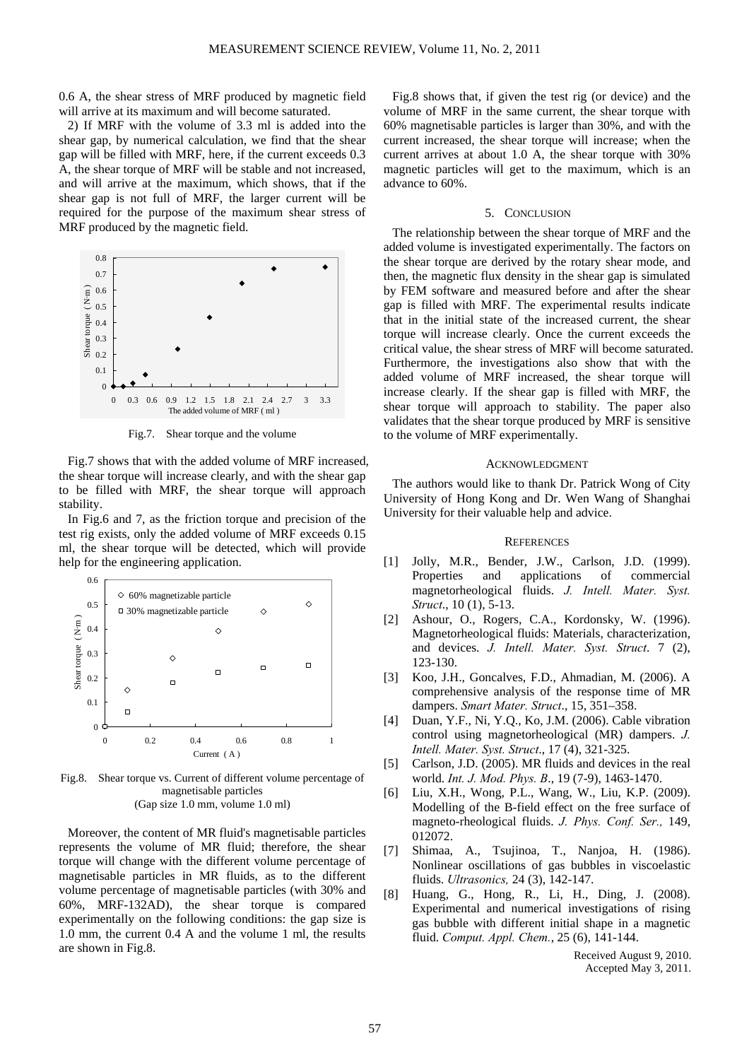0.6 A, the shear stress of MRF produced by magnetic field will arrive at its maximum and will become saturated.

2) If MRF with the volume of 3.3 ml is added into the shear gap, by numerical calculation, we find that the shear gap will be filled with MRF, here, if the current exceeds 0.3 A, the shear torque of MRF will be stable and not increased, and will arrive at the maximum, which shows, that if the shear gap is not full of MRF, the larger current will be required for the purpose of the maximum shear stress of MRF produced by the magnetic field.

Shear torque ( N·m )
0.8
0.7
0.6
0.5
0.4
0.3
0.2
0.1
0
0 0.3 0.6 0.9 1.2 1.5 1.8 2.1 2.4 2.7 3 3.3
The added volume of MRF ( ml )

Fig.7. Shear torque and the volume

Fig.7 shows that with the added volume of MRF increased, the shear torque will increase clearly, and with the shear gap to be filled with MRF, the shear torque will approach stability.

In Fig.6 and 7, as the friction torque and precision of the test rig exists, only the added volume of MRF exceeds 0.15 ml, the shear torque will be detected, which will provide help for the engineering application.

Shear torque ( N·m )
0.6
0.5
0.4
0.3
0.2
0.1
0
0 0.2 0.4 0.6 0.8 1
Current ( A )
◇ 60% magnetizable particle
□ 30% magnetizable particle

Fig.8. Shear torque vs. Current of different volume percentage of magnetisable particles
(Gap size 1.0 mm, volume 1.0 ml)

Moreover, the content of MR fluid's magnetisable particles represents the volume of MR fluid; therefore, the shear torque will change with the different volume percentage of magnetisable particles in MR fluids, as to the different volume percentage of magnetisable particles (with 30% and 60%, MRF-132AD), the shear torque is compared experimentally on the following conditions: the gap size is 1.0 mm, the current 0.4 A and the volume 1 ml, the results are shown in Fig.8.

Fig.8 shows that, if given the test rig (or device) and the volume of MRF in the same current, the shear torque with 60% magnetisable particles is larger than 30%, and with the current increased, the shear torque will increase; when the current arrives at about 1.0 A, the shear torque with 30% magnetic particles will get to the maximum, which is an advance to 60%.

## 5. CONCLUSION

The relationship between the shear torque of MRF and the added volume is investigated experimentally. The factors on the shear torque are derived by the rotary shear mode, and then, the magnetic flux density in the shear gap is simulated by FEM software and measured before and after the shear gap is filled with MRF. The experimental results indicate that in the initial state of the increased current, the shear torque will increase clearly. Once the current exceeds the critical value, the shear stress of MRF will become saturated. Furthermore, the investigations also show that with the added volume of MRF increased, the shear torque will increase clearly. If the shear gap is filled with MRF, the shear torque will approach to stability. The paper also validates that the shear torque produced by MRF is sensitive to the volume of MRF experimentally.

## ACKNOWLEDGMENT

The authors would like to thank Dr. Patrick Wong of City University of Hong Kong and Dr. Wen Wang of Shanghai University for their valuable help and advice.

## REFERENCES

[1] Jolly, M.R., Bender, J.W., Carlson, J.D. (1999). Properties and applications of commercial magnetorheological fluids. *J. Intell. Mater. Syst. Struct*., 10 (1), 5-13.

[2] Ashour, O., Rogers, C.A., Kordonsky, W. (1996). Magnetorheological fluids: Materials, characterization, and devices. *J. Intell. Mater. Syst. Struct*. 7 (2), 123-130.

[3] Koo, J.H., Goncalves, F.D., Ahmadian, M. (2006). A comprehensive analysis of the response time of MR dampers. *Smart Mater. Struct*., 15, 351–358.

[4] Duan, Y.F., Ni, Y.Q., Ko, J.M. (2006). Cable vibration control using magnetorheological (MR) dampers. *J. Intell. Mater. Syst. Struct*., 17 (4), 321-325.

[5] Carlson, J.D. (2005). MR fluids and devices in the real world. *Int. J. Mod. Phys. B*., 19 (7-9), 1463-1470.

[6] Liu, X.H., Wong, P.L., Wang, W., Liu, K.P. (2009). Modelling of the B-field effect on the free surface of magneto-rheological fluids. *J. Phys. Conf. Ser.,* 149, 012072.

[7] Shimaa, A., Tsujinoa, T., Nanjoa, H. (1986). Nonlinear oscillations of gas bubbles in viscoelastic fluids. *Ultrasonics,* 24 (3), 142-147.

[8] Huang, G., Hong, R., Li, H., Ding, J. (2008). Experimental and numerical investigations of rising gas bubble with different initial shape in a magnetic fluid. *Comput. Appl. Chem.*, 25 (6), 141-144.

Received August 9, 2010.
Accepted May 3, 2011.